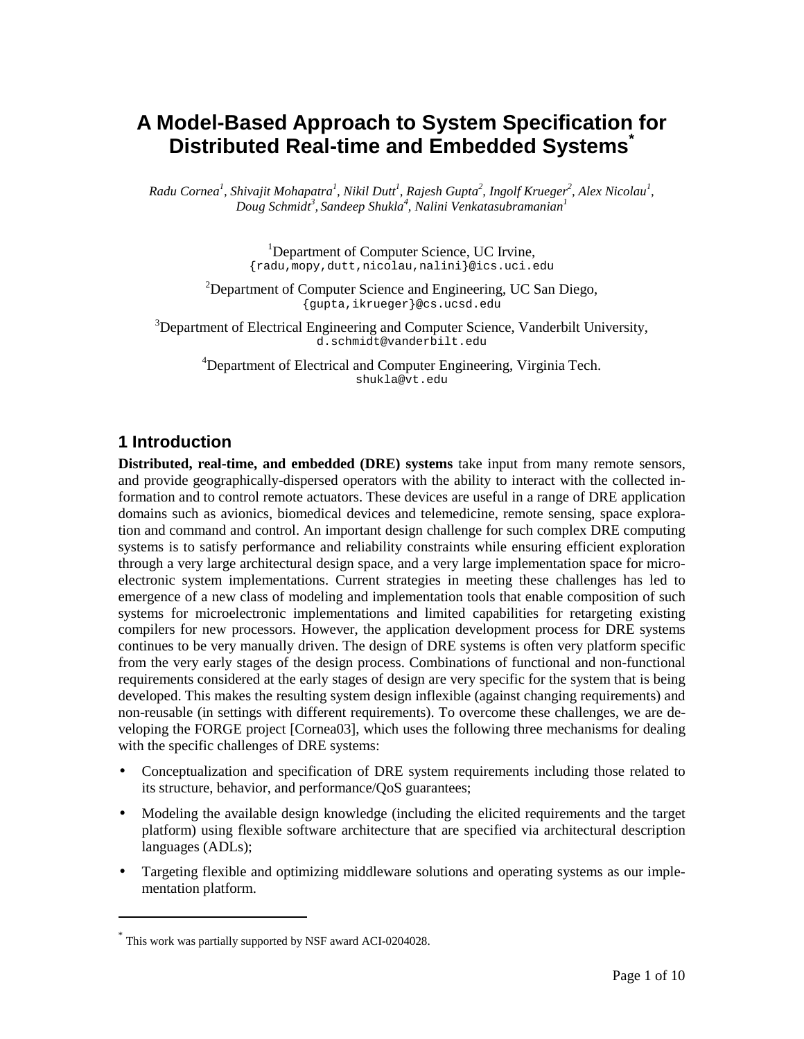# A Model-Based Approach to System Specification for Distributed Real-time and Embedded Systems*

*Radu Cornea[1], Shivajit Mohapatra[1], Nikil Dutt[1], Rajesh Gupta[2], Ingolf Krueger[2], Alex Nicolau[1], Doug Schmidt[3], Sandeep Shukla[4], Nalini Venkatasubramanian[1]*

[1]Department of Computer Science, UC Irvine,
{radu,mopy,dutt,nicolau,nalini}@ics.uci.edu

[2]Department of Computer Science and Engineering, UC San Diego,
{gupta,ikrueger}@cs.ucsd.edu

[3]Department of Electrical Engineering and Computer Science, Vanderbilt University,
d.schmidt@vanderbilt.edu

[4]Department of Electrical and Computer Engineering, Virginia Tech.
shukla@vt.edu

## 1 Introduction

**Distributed, real-time, and embedded (DRE) systems** take input from many remote sensors, and provide geographically-dispersed operators with the ability to interact with the collected information and to control remote actuators. These devices are useful in a range of DRE application domains such as avionics, biomedical devices and telemedicine, remote sensing, space exploration and command and control. An important design challenge for such complex DRE computing systems is to satisfy performance and reliability constraints while ensuring efficient exploration through a very large architectural design space, and a very large implementation space for microelectronic system implementations. Current strategies in meeting these challenges has led to emergence of a new class of modeling and implementation tools that enable composition of such systems for microelectronic implementations and limited capabilities for retargeting existing compilers for new processors. However, the application development process for DRE systems continues to be very manually driven. The design of DRE systems is often very platform specific from the very early stages of the design process. Combinations of functional and non-functional requirements considered at the early stages of design are very specific for the system that is being developed. This makes the resulting system design inflexible (against changing requirements) and non-reusable (in settings with different requirements). To overcome these challenges, we are developing the FORGE project [Cornea03], which uses the following three mechanisms for dealing with the specific challenges of DRE systems:

- Conceptualization and specification of DRE system requirements including those related to its structure, behavior, and performance/QoS guarantees;
- Modeling the available design knowledge (including the elicited requirements and the target platform) using flexible software architecture that are specified via architectural description languages (ADLs);
- Targeting flexible and optimizing middleware solutions and operating systems as our implementation platform.

---

* This work was partially supported by NSF award ACI-0204028.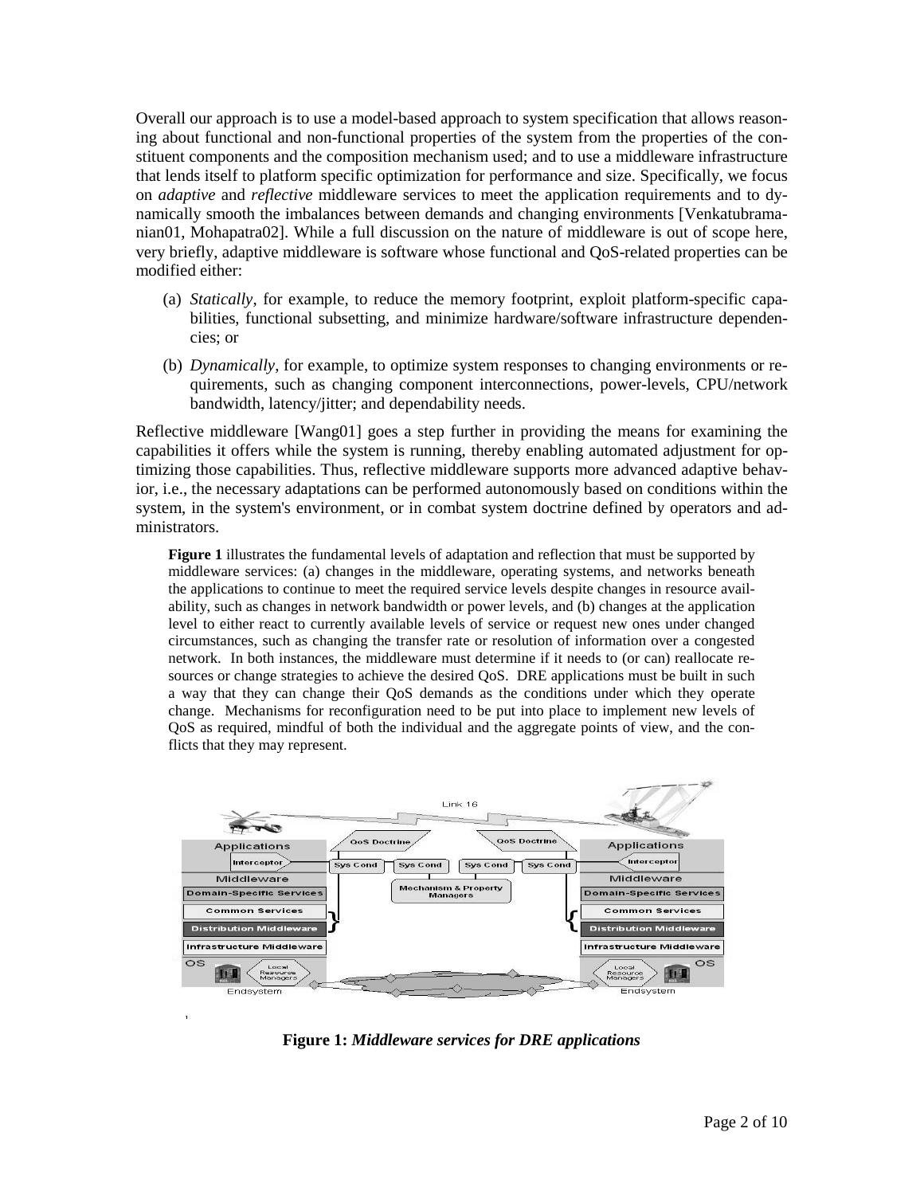Overall our approach is to use a model-based approach to system specification that allows reasoning about functional and non-functional properties of the system from the properties of the constituent components and the composition mechanism used; and to use a middleware infrastructure that lends itself to platform specific optimization for performance and size. Specifically, we focus on *adaptive* and *reflective* middleware services to meet the application requirements and to dynamically smooth the imbalances between demands and changing environments [Venkatubramanian01, Mohapatra02]. While a full discussion on the nature of middleware is out of scope here, very briefly, adaptive middleware is software whose functional and QoS-related properties can be modified either:

(a) *Statically*, for example, to reduce the memory footprint, exploit platform-specific capabilities, functional subsetting, and minimize hardware/software infrastructure dependencies; or

(b) *Dynamically*, for example, to optimize system responses to changing environments or requirements, such as changing component interconnections, power-levels, CPU/network bandwidth, latency/jitter; and dependability needs.

Reflective middleware [Wang01] goes a step further in providing the means for examining the capabilities it offers while the system is running, thereby enabling automated adjustment for optimizing those capabilities. Thus, reflective middleware supports more advanced adaptive behavior, i.e., the necessary adaptations can be performed autonomously based on conditions within the system, in the system's environment, or in combat system doctrine defined by operators and administrators.

**Figure 1** illustrates the fundamental levels of adaptation and reflection that must be supported by middleware services: (a) changes in the middleware, operating systems, and networks beneath the applications to continue to meet the required service levels despite changes in resource availability, such as changes in network bandwidth or power levels, and (b) changes at the application level to either react to currently available levels of service or request new ones under changed circumstances, such as changing the transfer rate or resolution of information over a congested network. In both instances, the middleware must determine if it needs to (or can) reallocate resources or change strategies to achieve the desired QoS. DRE applications must be built in such a way that they can change their QoS demands as the conditions under which they operate change. Mechanisms for reconfiguration need to be put into place to implement new levels of QoS as required, mindful of both the individual and the aggregate points of view, and the conflicts that they may represent.

**Figure 1:** ***Middleware services for DRE applications***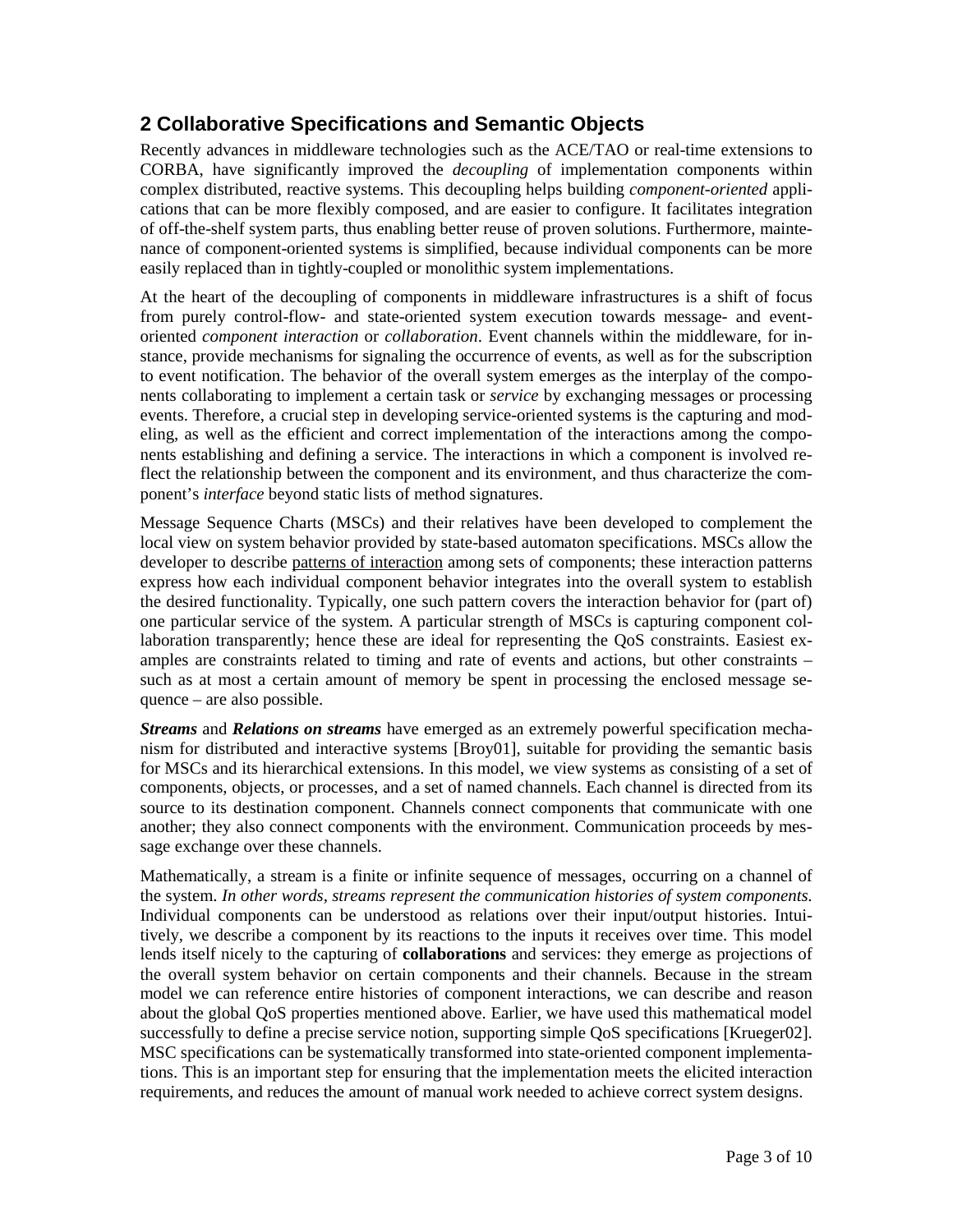## 2 Collaborative Specifications and Semantic Objects

Recently advances in middleware technologies such as the ACE/TAO or real-time extensions to CORBA, have significantly improved the *decoupling* of implementation components within complex distributed, reactive systems. This decoupling helps building *component-oriented* applications that can be more flexibly composed, and are easier to configure. It facilitates integration of off-the-shelf system parts, thus enabling better reuse of proven solutions. Furthermore, maintenance of component-oriented systems is simplified, because individual components can be more easily replaced than in tightly-coupled or monolithic system implementations.

At the heart of the decoupling of components in middleware infrastructures is a shift of focus from purely control-flow- and state-oriented system execution towards message- and event-oriented *component interaction* or *collaboration*. Event channels within the middleware, for instance, provide mechanisms for signaling the occurrence of events, as well as for the subscription to event notification. The behavior of the overall system emerges as the interplay of the components collaborating to implement a certain task or *service* by exchanging messages or processing events. Therefore, a crucial step in developing service-oriented systems is the capturing and modeling, as well as the efficient and correct implementation of the interactions among the components establishing and defining a service. The interactions in which a component is involved reflect the relationship between the component and its environment, and thus characterize the component's *interface* beyond static lists of method signatures.

Message Sequence Charts (MSCs) and their relatives have been developed to complement the local view on system behavior provided by state-based automaton specifications. MSCs allow the developer to describe <u>patterns of interaction</u> among sets of components; these interaction patterns express how each individual component behavior integrates into the overall system to establish the desired functionality. Typically, one such pattern covers the interaction behavior for (part of) one particular service of the system. A particular strength of MSCs is capturing component collaboration transparently; hence these are ideal for representing the QoS constraints. Easiest examples are constraints related to timing and rate of events and actions, but other constraints – such as at most a certain amount of memory be spent in processing the enclosed message sequence – are also possible.

***Streams*** and ***Relations on streams*** have emerged as an extremely powerful specification mechanism for distributed and interactive systems [Broy01], suitable for providing the semantic basis for MSCs and its hierarchical extensions. In this model, we view systems as consisting of a set of components, objects, or processes, and a set of named channels. Each channel is directed from its source to its destination component. Channels connect components that communicate with one another; they also connect components with the environment. Communication proceeds by message exchange over these channels.

Mathematically, a stream is a finite or infinite sequence of messages, occurring on a channel of the system. *In other words, streams represent the communication histories of system components.* Individual components can be understood as relations over their input/output histories. Intuitively, we describe a component by its reactions to the inputs it receives over time. This model lends itself nicely to the capturing of **collaborations** and services: they emerge as projections of the overall system behavior on certain components and their channels. Because in the stream model we can reference entire histories of component interactions, we can describe and reason about the global QoS properties mentioned above. Earlier, we have used this mathematical model successfully to define a precise service notion, supporting simple QoS specifications [Krueger02]. MSC specifications can be systematically transformed into state-oriented component implementations. This is an important step for ensuring that the implementation meets the elicited interaction requirements, and reduces the amount of manual work needed to achieve correct system designs.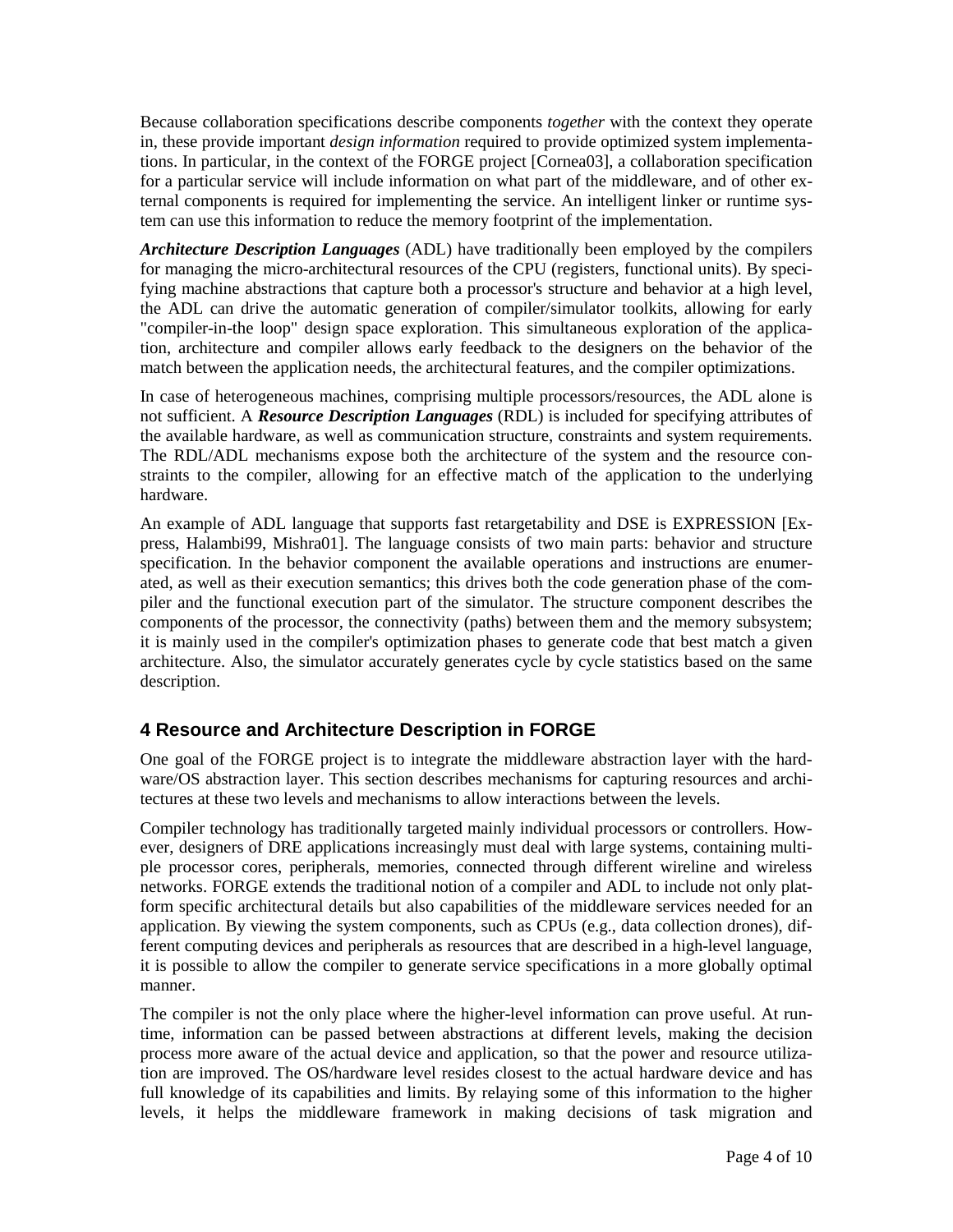Because collaboration specifications describe components *together* with the context they operate in, these provide important *design information* required to provide optimized system implementations. In particular, in the context of the FORGE project [Cornea03], a collaboration specification for a particular service will include information on what part of the middleware, and of other external components is required for implementing the service. An intelligent linker or runtime system can use this information to reduce the memory footprint of the implementation.

***Architecture Description Languages*** (ADL) have traditionally been employed by the compilers for managing the micro-architectural resources of the CPU (registers, functional units). By specifying machine abstractions that capture both a processor's structure and behavior at a high level, the ADL can drive the automatic generation of compiler/simulator toolkits, allowing for early "compiler-in-the loop" design space exploration. This simultaneous exploration of the application, architecture and compiler allows early feedback to the designers on the behavior of the match between the application needs, the architectural features, and the compiler optimizations.

In case of heterogeneous machines, comprising multiple processors/resources, the ADL alone is not sufficient. A ***Resource Description Languages*** (RDL) is included for specifying attributes of the available hardware, as well as communication structure, constraints and system requirements. The RDL/ADL mechanisms expose both the architecture of the system and the resource constraints to the compiler, allowing for an effective match of the application to the underlying hardware.

An example of ADL language that supports fast retargetability and DSE is EXPRESSION [Express, Halambi99, Mishra01]. The language consists of two main parts: behavior and structure specification. In the behavior component the available operations and instructions are enumerated, as well as their execution semantics; this drives both the code generation phase of the compiler and the functional execution part of the simulator. The structure component describes the components of the processor, the connectivity (paths) between them and the memory subsystem; it is mainly used in the compiler's optimization phases to generate code that best match a given architecture. Also, the simulator accurately generates cycle by cycle statistics based on the same description.

## 4 Resource and Architecture Description in FORGE

One goal of the FORGE project is to integrate the middleware abstraction layer with the hardware/OS abstraction layer. This section describes mechanisms for capturing resources and architectures at these two levels and mechanisms to allow interactions between the levels.

Compiler technology has traditionally targeted mainly individual processors or controllers. However, designers of DRE applications increasingly must deal with large systems, containing multiple processor cores, peripherals, memories, connected through different wireline and wireless networks. FORGE extends the traditional notion of a compiler and ADL to include not only platform specific architectural details but also capabilities of the middleware services needed for an application. By viewing the system components, such as CPUs (e.g., data collection drones), different computing devices and peripherals as resources that are described in a high-level language, it is possible to allow the compiler to generate service specifications in a more globally optimal manner.

The compiler is not the only place where the higher-level information can prove useful. At runtime, information can be passed between abstractions at different levels, making the decision process more aware of the actual device and application, so that the power and resource utilization are improved. The OS/hardware level resides closest to the actual hardware device and has full knowledge of its capabilities and limits. By relaying some of this information to the higher levels, it helps the middleware framework in making decisions of task migration and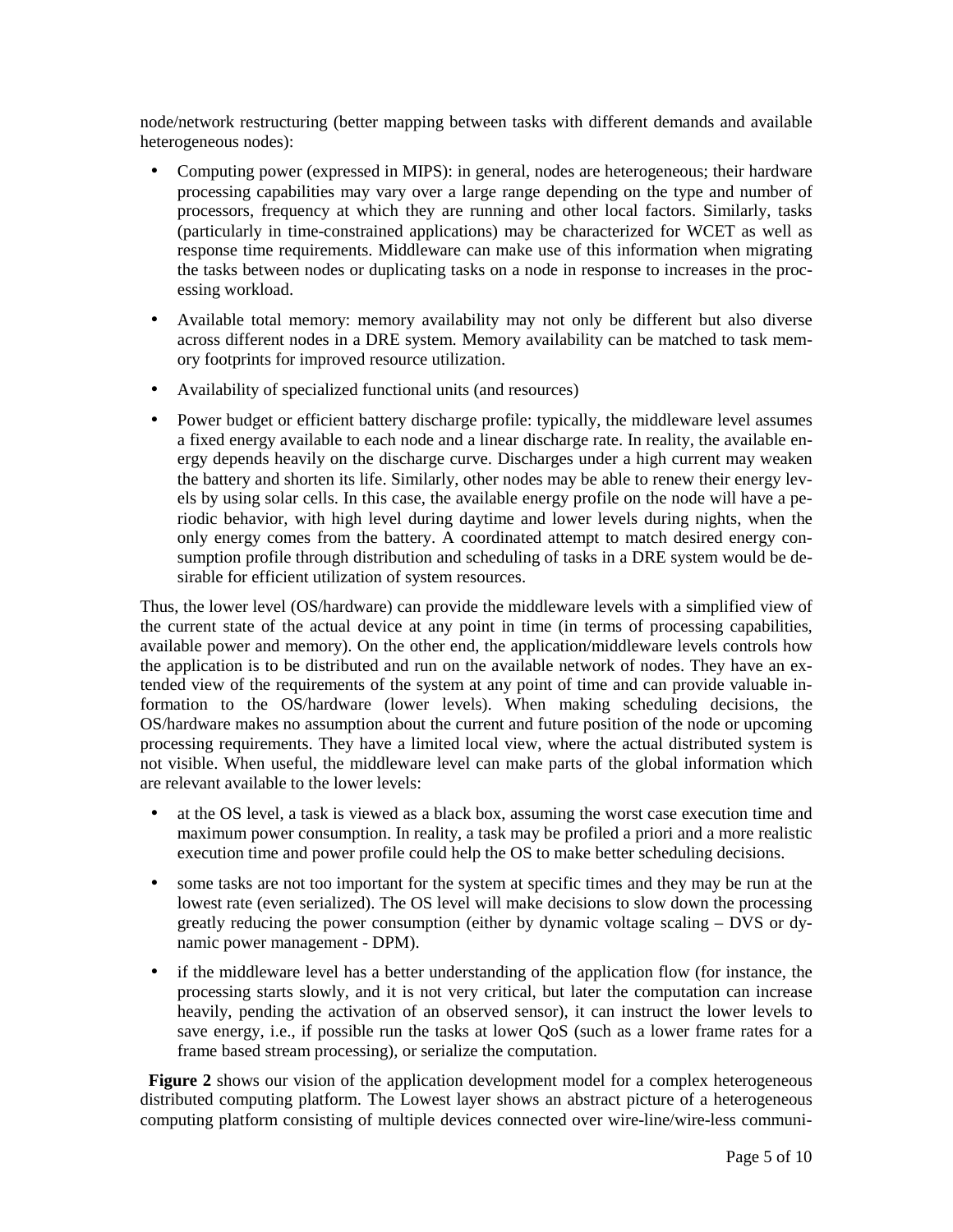node/network restructuring (better mapping between tasks with different demands and available heterogeneous nodes):

- Computing power (expressed in MIPS): in general, nodes are heterogeneous; their hardware processing capabilities may vary over a large range depending on the type and number of processors, frequency at which they are running and other local factors. Similarly, tasks (particularly in time-constrained applications) may be characterized for WCET as well as response time requirements. Middleware can make use of this information when migrating the tasks between nodes or duplicating tasks on a node in response to increases in the processing workload.
- Available total memory: memory availability may not only be different but also diverse across different nodes in a DRE system. Memory availability can be matched to task memory footprints for improved resource utilization.
- Availability of specialized functional units (and resources)
- Power budget or efficient battery discharge profile: typically, the middleware level assumes a fixed energy available to each node and a linear discharge rate. In reality, the available energy depends heavily on the discharge curve. Discharges under a high current may weaken the battery and shorten its life. Similarly, other nodes may be able to renew their energy levels by using solar cells. In this case, the available energy profile on the node will have a periodic behavior, with high level during daytime and lower levels during nights, when the only energy comes from the battery. A coordinated attempt to match desired energy consumption profile through distribution and scheduling of tasks in a DRE system would be desirable for efficient utilization of system resources.

Thus, the lower level (OS/hardware) can provide the middleware levels with a simplified view of the current state of the actual device at any point in time (in terms of processing capabilities, available power and memory). On the other end, the application/middleware levels controls how the application is to be distributed and run on the available network of nodes. They have an extended view of the requirements of the system at any point of time and can provide valuable information to the OS/hardware (lower levels). When making scheduling decisions, the OS/hardware makes no assumption about the current and future position of the node or upcoming processing requirements. They have a limited local view, where the actual distributed system is not visible. When useful, the middleware level can make parts of the global information which are relevant available to the lower levels:

- at the OS level, a task is viewed as a black box, assuming the worst case execution time and maximum power consumption. In reality, a task may be profiled a priori and a more realistic execution time and power profile could help the OS to make better scheduling decisions.
- some tasks are not too important for the system at specific times and they may be run at the lowest rate (even serialized). The OS level will make decisions to slow down the processing greatly reducing the power consumption (either by dynamic voltage scaling – DVS or dynamic power management - DPM).
- if the middleware level has a better understanding of the application flow (for instance, the processing starts slowly, and it is not very critical, but later the computation can increase heavily, pending the activation of an observed sensor), it can instruct the lower levels to save energy, i.e., if possible run the tasks at lower QoS (such as a lower frame rates for a frame based stream processing), or serialize the computation.

**Figure 2** shows our vision of the application development model for a complex heterogeneous distributed computing platform. The Lowest layer shows an abstract picture of a heterogeneous computing platform consisting of multiple devices connected over wire-line/wire-less communi-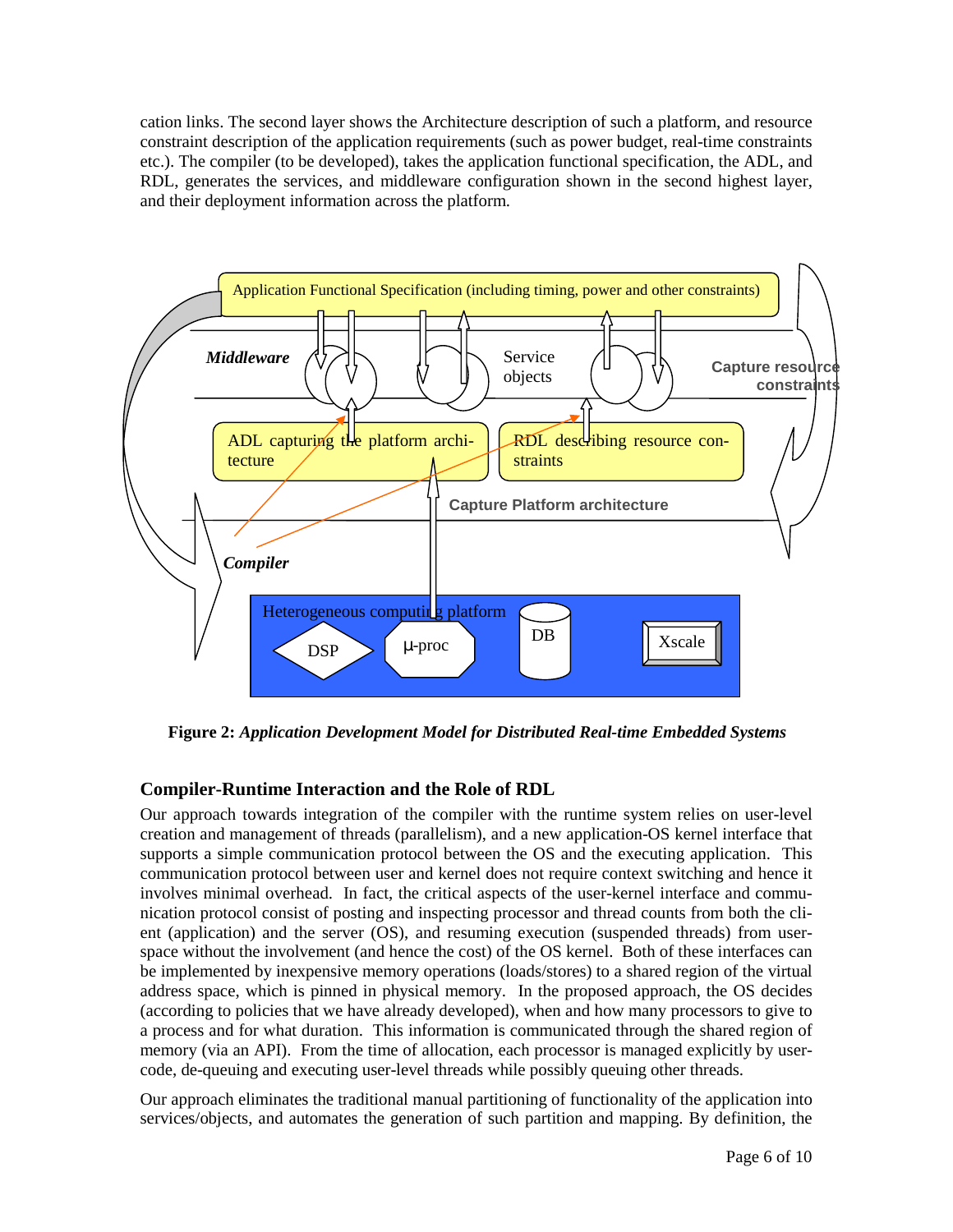cation links. The second layer shows the Architecture description of such a platform, and resource constraint description of the application requirements (such as power budget, real-time constraints etc.). The compiler (to be developed), takes the application functional specification, the ADL, and RDL, generates the services, and middleware configuration shown in the second highest layer, and their deployment information across the platform.

**Figure 2:** ***Application Development Model for Distributed Real-time Embedded Systems***

## Compiler-Runtime Interaction and the Role of RDL

Our approach towards integration of the compiler with the runtime system relies on user-level creation and management of threads (parallelism), and a new application-OS kernel interface that supports a simple communication protocol between the OS and the executing application. This communication protocol between user and kernel does not require context switching and hence it involves minimal overhead. In fact, the critical aspects of the user-kernel interface and communication protocol consist of posting and inspecting processor and thread counts from both the client (application) and the server (OS), and resuming execution (suspended threads) from user-space without the involvement (and hence the cost) of the OS kernel. Both of these interfaces can be implemented by inexpensive memory operations (loads/stores) to a shared region of the virtual address space, which is pinned in physical memory. In the proposed approach, the OS decides (according to policies that we have already developed), when and how many processors to give to a process and for what duration. This information is communicated through the shared region of memory (via an API). From the time of allocation, each processor is managed explicitly by user-code, de-queuing and executing user-level threads while possibly queuing other threads.

Our approach eliminates the traditional manual partitioning of functionality of the application into services/objects, and automates the generation of such partition and mapping. By definition, the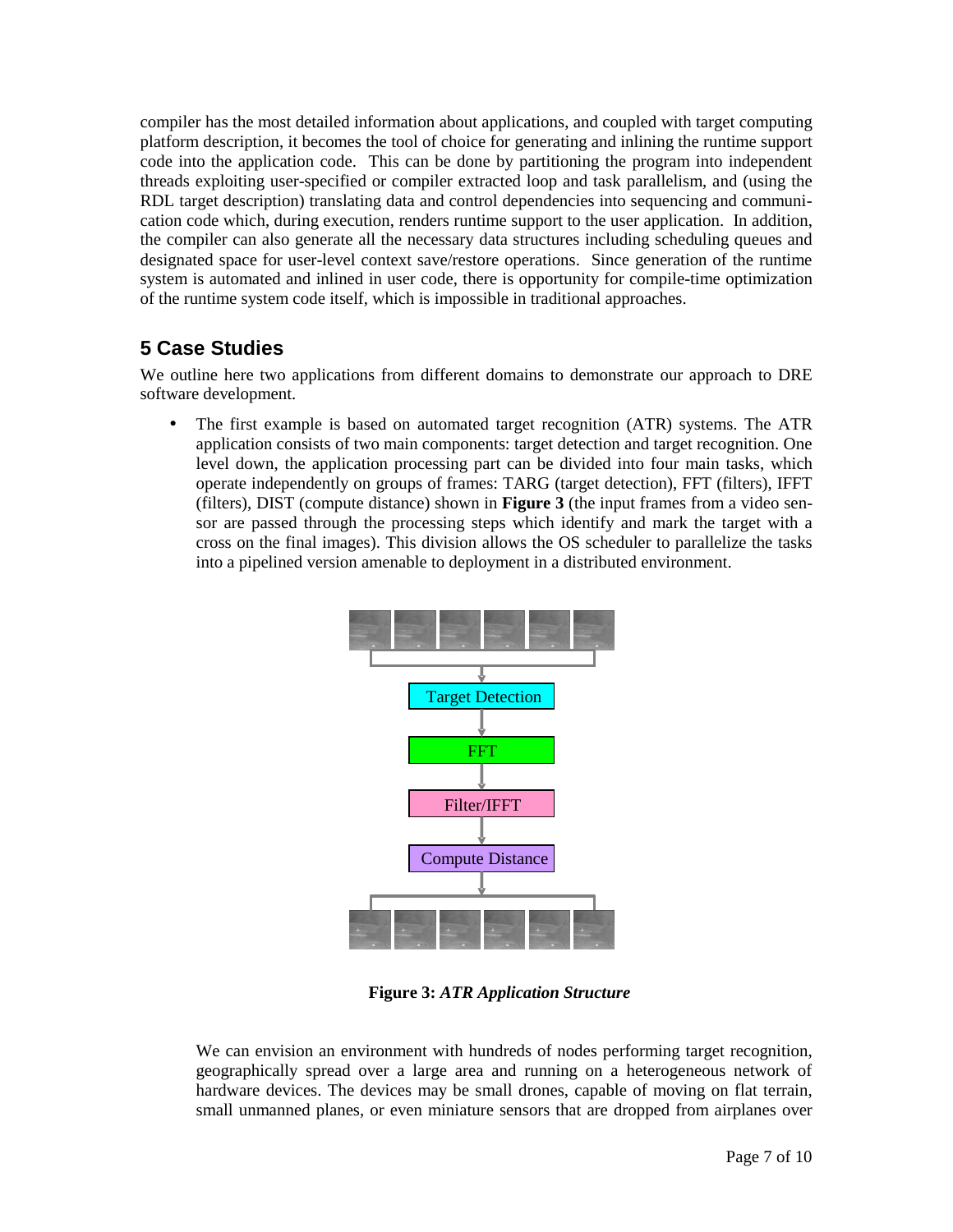compiler has the most detailed information about applications, and coupled with target computing platform description, it becomes the tool of choice for generating and inlining the runtime support code into the application code. This can be done by partitioning the program into independent threads exploiting user-specified or compiler extracted loop and task parallelism, and (using the RDL target description) translating data and control dependencies into sequencing and communication code which, during execution, renders runtime support to the user application. In addition, the compiler can also generate all the necessary data structures including scheduling queues and designated space for user-level context save/restore operations. Since generation of the runtime system is automated and inlined in user code, there is opportunity for compile-time optimization of the runtime system code itself, which is impossible in traditional approaches.

## 5 Case Studies

We outline here two applications from different domains to demonstrate our approach to DRE software development.

- The first example is based on automated target recognition (ATR) systems. The ATR application consists of two main components: target detection and target recognition. One level down, the application processing part can be divided into four main tasks, which operate independently on groups of frames: TARG (target detection), FFT (filters), IFFT (filters), DIST (compute distance) shown in **Figure 3** (the input frames from a video sensor are passed through the processing steps which identify and mark the target with a cross on the final images). This division allows the OS scheduler to parallelize the tasks into a pipelined version amenable to deployment in a distributed environment.

Target Detection → FFT → Filter/IFFT → Compute Distance

**Figure 3:** ***ATR Application Structure***

We can envision an environment with hundreds of nodes performing target recognition, geographically spread over a large area and running on a heterogeneous network of hardware devices. The devices may be small drones, capable of moving on flat terrain, small unmanned planes, or even miniature sensors that are dropped from airplanes over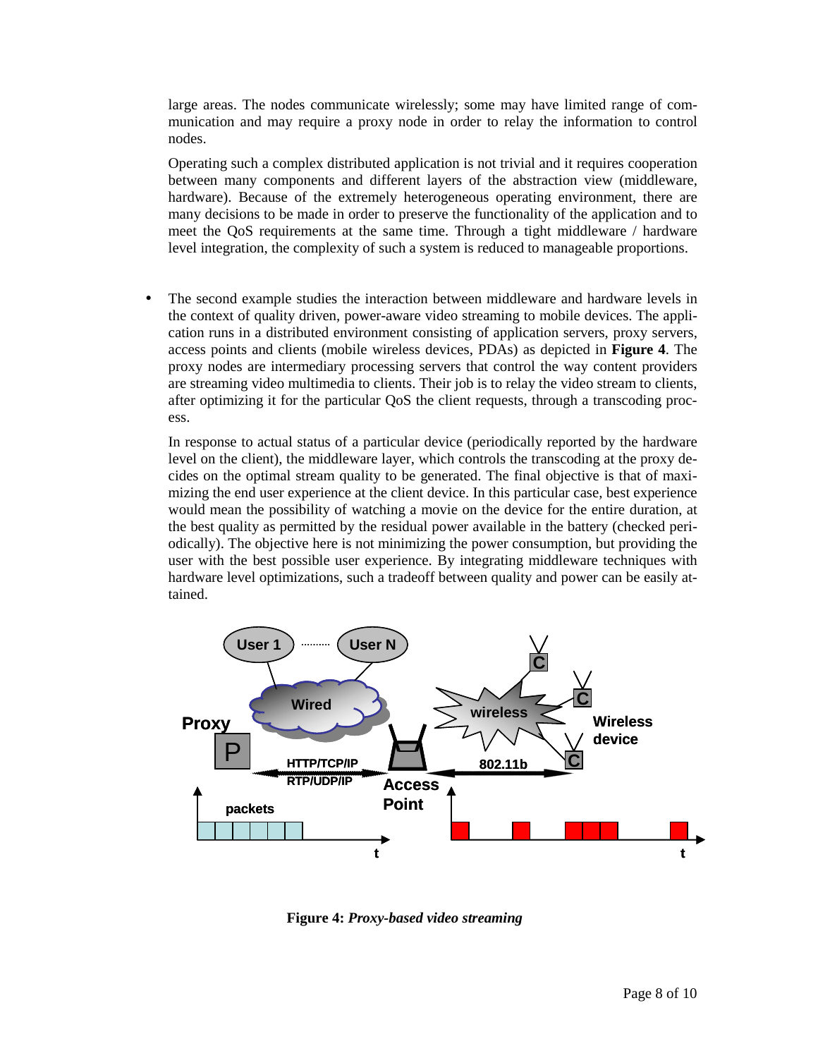large areas. The nodes communicate wirelessly; some may have limited range of communication and may require a proxy node in order to relay the information to control nodes.

Operating such a complex distributed application is not trivial and it requires cooperation between many components and different layers of the abstraction view (middleware, hardware). Because of the extremely heterogeneous operating environment, there are many decisions to be made in order to preserve the functionality of the application and to meet the QoS requirements at the same time. Through a tight middleware / hardware level integration, the complexity of such a system is reduced to manageable proportions.

- The second example studies the interaction between middleware and hardware levels in the context of quality driven, power-aware video streaming to mobile devices. The application runs in a distributed environment consisting of application servers, proxy servers, access points and clients (mobile wireless devices, PDAs) as depicted in **Figure 4**. The proxy nodes are intermediary processing servers that control the way content providers are streaming video multimedia to clients. Their job is to relay the video stream to clients, after optimizing it for the particular QoS the client requests, through a transcoding process.

  In response to actual status of a particular device (periodically reported by the hardware level on the client), the middleware layer, which controls the transcoding at the proxy decides on the optimal stream quality to be generated. The final objective is that of maximizing the end user experience at the client device. In this particular case, best experience would mean the possibility of watching a movie on the device for the entire duration, at the best quality as permitted by the residual power available in the battery (checked periodically). The objective here is not minimizing the power consumption, but providing the user with the best possible user experience. By integrating middleware techniques with hardware level optimizations, such a tradeoff between quality and power can be easily attained.

**Figure 4:** ***Proxy-based video streaming***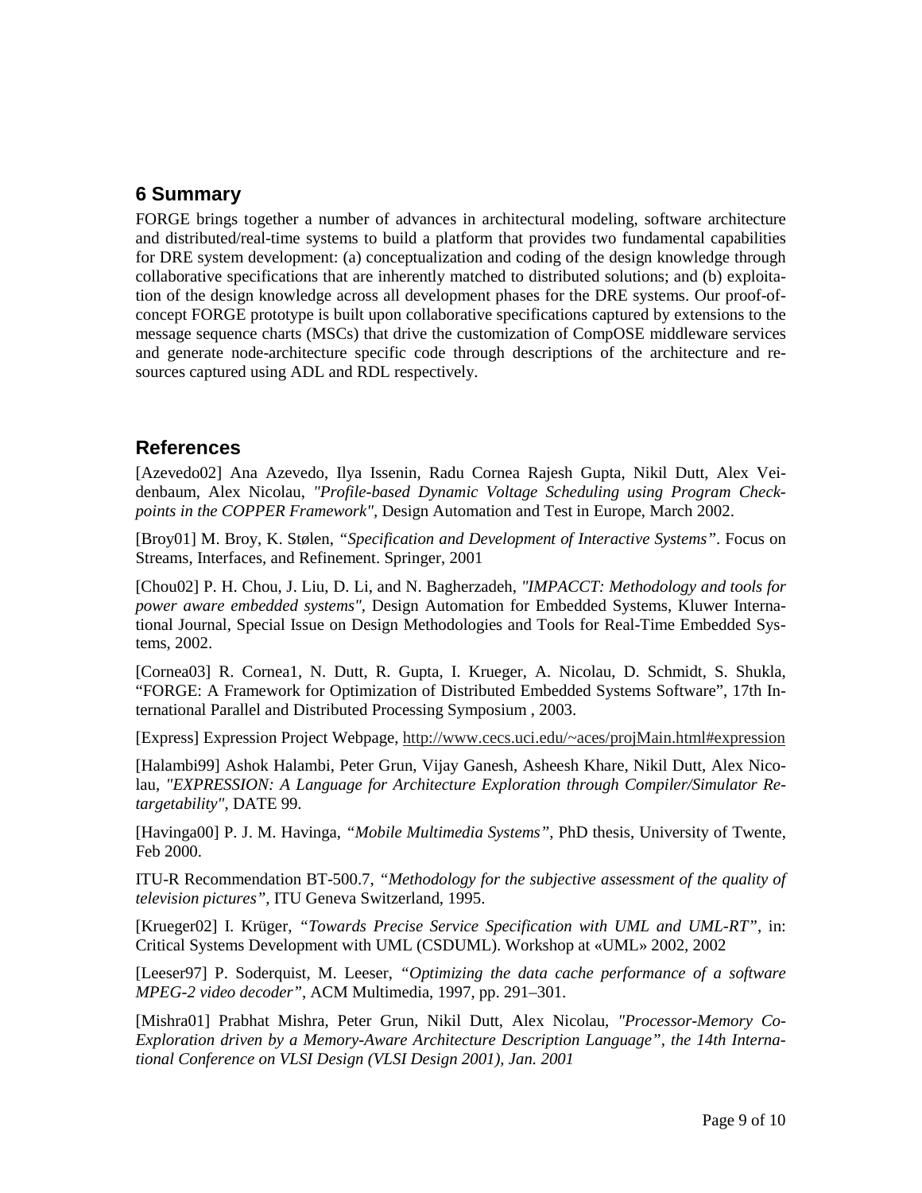## 6 Summary

FORGE brings together a number of advances in architectural modeling, software architecture and distributed/real-time systems to build a platform that provides two fundamental capabilities for DRE system development: (a) conceptualization and coding of the design knowledge through collaborative specifications that are inherently matched to distributed solutions; and (b) exploitation of the design knowledge across all development phases for the DRE systems. Our proof-of-concept FORGE prototype is built upon collaborative specifications captured by extensions to the message sequence charts (MSCs) that drive the customization of CompOSE middleware services and generate node-architecture specific code through descriptions of the architecture and resources captured using ADL and RDL respectively.

## References

[Azevedo02] Ana Azevedo, Ilya Issenin, Radu Cornea Rajesh Gupta, Nikil Dutt, Alex Veidenbaum, Alex Nicolau, *"Profile-based Dynamic Voltage Scheduling using Program Checkpoints in the COPPER Framework"*, Design Automation and Test in Europe, March 2002.

[Broy01] M. Broy, K. Stølen, *"Specification and Development of Interactive Systems"*. Focus on Streams, Interfaces, and Refinement. Springer, 2001

[Chou02] P. H. Chou, J. Liu, D. Li, and N. Bagherzadeh, *"IMPACCT: Methodology and tools for power aware embedded systems"*, Design Automation for Embedded Systems, Kluwer International Journal, Special Issue on Design Methodologies and Tools for Real-Time Embedded Systems, 2002.

[Cornea03] R. Cornea1, N. Dutt, R. Gupta, I. Krueger, A. Nicolau, D. Schmidt, S. Shukla, "FORGE: A Framework for Optimization of Distributed Embedded Systems Software", 17th International Parallel and Distributed Processing Symposium , 2003.

[Express] Expression Project Webpage, http://www.cecs.uci.edu/~aces/projMain.html#expression

[Halambi99] Ashok Halambi, Peter Grun, Vijay Ganesh, Asheesh Khare, Nikil Dutt, Alex Nicolau, *"EXPRESSION: A Language for Architecture Exploration through Compiler/Simulator Retargetability"*, DATE 99.

[Havinga00] P. J. M. Havinga, *"Mobile Multimedia Systems"*, PhD thesis, University of Twente, Feb 2000.

ITU-R Recommendation BT-500.7, *"Methodology for the subjective assessment of the quality of television pictures"*, ITU Geneva Switzerland, 1995.

[Krueger02] I. Krüger, *"Towards Precise Service Specification with UML and UML-RT"*, in: Critical Systems Development with UML (CSDUML). Workshop at «UML» 2002, 2002

[Leeser97] P. Soderquist, M. Leeser, *"Optimizing the data cache performance of a software MPEG-2 video decoder"*, ACM Multimedia, 1997, pp. 291–301.

[Mishra01] Prabhat Mishra, Peter Grun, Nikil Dutt, Alex Nicolau, *"Processor-Memory Co-Exploration driven by a Memory-Aware Architecture Description Language", the 14th International Conference on VLSI Design (VLSI Design 2001), Jan. 2001*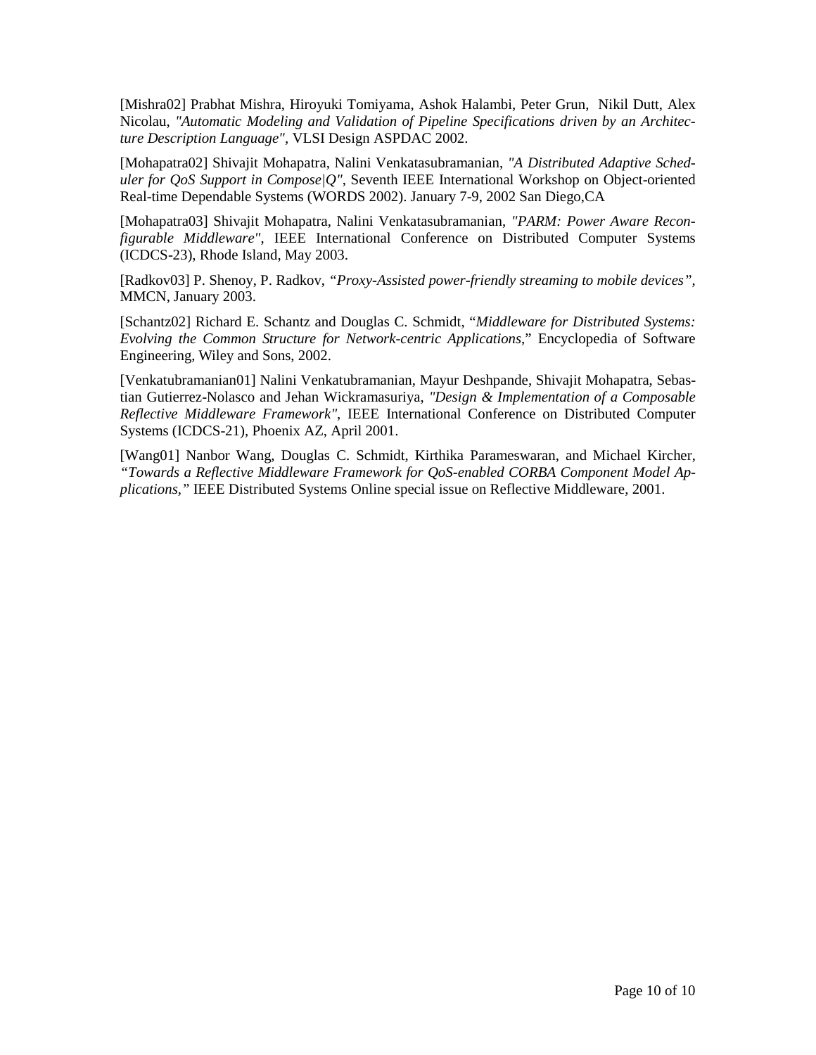[Mishra02] Prabhat Mishra, Hiroyuki Tomiyama, Ashok Halambi, Peter Grun, Nikil Dutt, Alex Nicolau, *"Automatic Modeling and Validation of Pipeline Specifications driven by an Architecture Description Language"*, VLSI Design ASPDAC 2002.

[Mohapatra02] Shivajit Mohapatra, Nalini Venkatasubramanian, *"A Distributed Adaptive Scheduler for QoS Support in Compose|Q"*, Seventh IEEE International Workshop on Object-oriented Real-time Dependable Systems (WORDS 2002). January 7-9, 2002 San Diego,CA

[Mohapatra03] Shivajit Mohapatra, Nalini Venkatasubramanian, *"PARM: Power Aware Reconfigurable Middleware"*, IEEE International Conference on Distributed Computer Systems (ICDCS-23), Rhode Island, May 2003.

[Radkov03] P. Shenoy, P. Radkov, *"Proxy-Assisted power-friendly streaming to mobile devices"*, MMCN, January 2003.

[Schantz02] Richard E. Schantz and Douglas C. Schmidt, "*Middleware for Distributed Systems: Evolving the Common Structure for Network-centric Applications*," Encyclopedia of Software Engineering, Wiley and Sons, 2002.

[Venkatubramanian01] Nalini Venkatubramanian, Mayur Deshpande, Shivajit Mohapatra, Sebastian Gutierrez-Nolasco and Jehan Wickramasuriya, *"Design & Implementation of a Composable Reflective Middleware Framework"*, IEEE International Conference on Distributed Computer Systems (ICDCS-21), Phoenix AZ, April 2001.

[Wang01] Nanbor Wang, Douglas C. Schmidt, Kirthika Parameswaran, and Michael Kircher, *"Towards a Reflective Middleware Framework for QoS-enabled CORBA Component Model Applications,"* IEEE Distributed Systems Online special issue on Reflective Middleware, 2001.